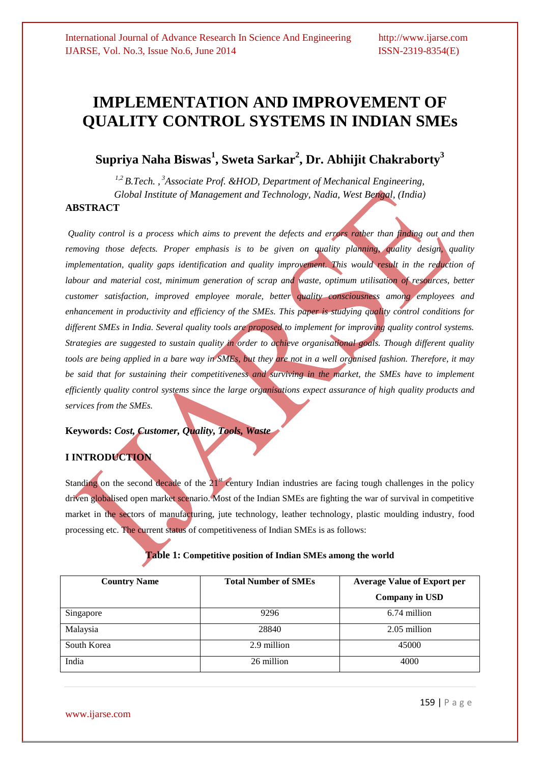# IMPLEMENTATION AND IMPROVEMENT OF QUALITY CONTROL SYSTEMS IN INDIAN SMEs

## Supriya Naha Biswas[1], Sweta Sarkar[2], Dr. Abhijit Chakraborty[3]

*[1,2] B.Tech. , [3]Associate Prof. &HOD, Department of Mechanical Engineering, Global Institute of Management and Technology, Nadia, West Bengal, (India)*

## ABSTRACT

*Quality control is a process which aims to prevent the defects and errors rather than finding out and then removing those defects. Proper emphasis is to be given on quality planning, quality design, quality implementation, quality gaps identification and quality improvement. This would result in the reduction of labour and material cost, minimum generation of scrap and waste, optimum utilisation of resources, better customer satisfaction, improved employee morale, better quality consciousness among employees and enhancement in productivity and efficiency of the SMEs. This paper is studying quality control conditions for different SMEs in India. Several quality tools are proposed to implement for improving quality control systems. Strategies are suggested to sustain quality in order to achieve organisational goals. Though different quality tools are being applied in a bare way in SMEs, but they are not in a well organised fashion. Therefore, it may be said that for sustaining their competitiveness and surviving in the market, the SMEs have to implement efficiently quality control systems since the large organisations expect assurance of high quality products and services from the SMEs.*

**Keywords:** ***Cost, Customer, Quality, Tools, Waste***

## I INTRODUCTION

Standing on the second decade of the 21$^{st}$ century Indian industries are facing tough challenges in the policy driven globalised open market scenario. Most of the Indian SMEs are fighting the war of survival in competitive market in the sectors of manufacturing, jute technology, leather technology, plastic moulding industry, food processing etc. The current status of competitiveness of Indian SMEs is as follows:

**Table 1: Competitive position of Indian SMEs among the world**

| Country Name | Total Number of SMEs | Average Value of Export per Company in USD |
|---|---|---|
| Singapore | 9296 | 6.74 million |
| Malaysia | 28840 | 2.05 million |
| South Korea | 2.9 million | 45000 |
| India | 26 million | 4000 |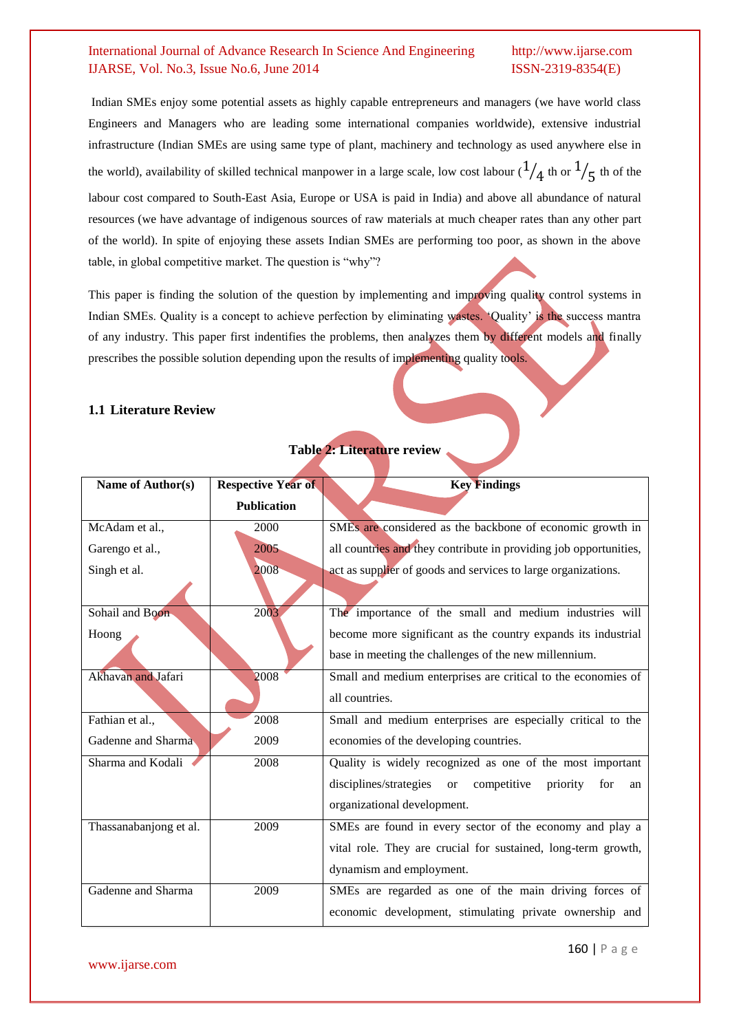Indian SMEs enjoy some potential assets as highly capable entrepreneurs and managers (we have world class Engineers and Managers who are leading some international companies worldwide), extensive industrial infrastructure (Indian SMEs are using same type of plant, machinery and technology as used anywhere else in the world), availability of skilled technical manpower in a large scale, low cost labour ($^{1}/_{4}$ th or $^{1}/_{5}$ th of the labour cost compared to South-East Asia, Europe or USA is paid in India) and above all abundance of natural resources (we have advantage of indigenous sources of raw materials at much cheaper rates than any other part of the world). In spite of enjoying these assets Indian SMEs are performing too poor, as shown in the above table, in global competitive market. The question is "why"?

This paper is finding the solution of the question by implementing and improving quality control systems in Indian SMEs. Quality is a concept to achieve perfection by eliminating wastes. 'Quality' is the success mantra of any industry. This paper first indentifies the problems, then analyzes them by different models and finally prescribes the possible solution depending upon the results of implementing quality tools.

### 1.1 Literature Review

**Table 2: Literature review**

| Name of Author(s) | Respective Year of Publication | Key Findings |
|---|---|---|
| McAdam et al.,<br>Garengo et al.,<br>Singh et al. | 2000<br>2005<br>2008 | SMEs are considered as the backbone of economic growth in all countries and they contribute in providing job opportunities, act as supplier of goods and services to large organizations. |
| Sohail and Boon Hoong | 2003 | The importance of the small and medium industries will become more significant as the country expands its industrial base in meeting the challenges of the new millennium. |
| Akhavan and Jafari | 2008 | Small and medium enterprises are critical to the economies of all countries. |
| Fathian et al.,<br>Gadenne and Sharma | 2008<br>2009 | Small and medium enterprises are especially critical to the economies of the developing countries. |
| Sharma and Kodali | 2008 | Quality is widely recognized as one of the most important disciplines/strategies or competitive priority for an organizational development. |
| Thassanabanjong et al. | 2009 | SMEs are found in every sector of the economy and play a vital role. They are crucial for sustained, long-term growth, dynamism and employment. |
| Gadenne and Sharma | 2009 | SMEs are regarded as one of the main driving forces of economic development, stimulating private ownership and |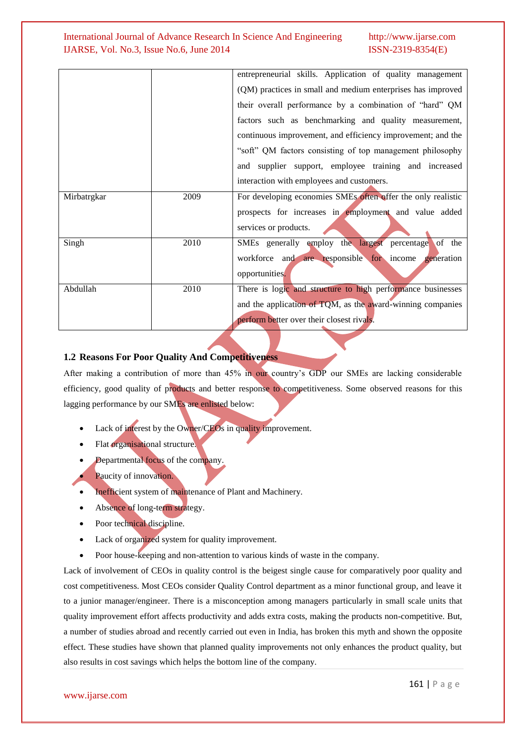| | | entrepreneurial skills. Application of quality management (QM) practices in small and medium enterprises has improved their overall performance by a combination of "hard" QM factors such as benchmarking and quality measurement, continuous improvement, and efficiency improvement; and the "soft" QM factors consisting of top management philosophy and supplier support, employee training and increased interaction with employees and customers. |
|---|---|---|
| Mirbatrgkar | 2009 | For developing economies SMEs often offer the only realistic prospects for increases in employment and value added services or products. |
| Singh | 2010 | SMEs generally employ the largest percentage of the workforce and are responsible for income generation opportunities. |
| Abdullah | 2010 | There is logic and structure to high performance businesses and the application of TQM, as the award-winning companies perform better over their closest rivals. |

### 1.2 Reasons For Poor Quality And Competitiveness

After making a contribution of more than 45% in our country's GDP our SMEs are lacking considerable efficiency, good quality of products and better response to competitiveness. Some observed reasons for this lagging performance by our SMEs are enlisted below:

- Lack of interest by the Owner/CEOs in quality improvement.
- Flat organisational structure.
- Departmental focus of the company.
- Paucity of innovation.
- Inefficient system of maintenance of Plant and Machinery.
- Absence of long-term strategy.
- Poor technical discipline.
- Lack of organized system for quality improvement.
- Poor house-keeping and non-attention to various kinds of waste in the company.

Lack of involvement of CEOs in quality control is the beigest single cause for comparatively poor quality and cost competitiveness. Most CEOs consider Quality Control department as a minor functional group, and leave it to a junior manager/engineer. There is a misconception among managers particularly in small scale units that quality improvement effort affects productivity and adds extra costs, making the products non-competitive. But, a number of studies abroad and recently carried out even in India, has broken this myth and shown the opposite effect. These studies have shown that planned quality improvements not only enhances the product quality, but also results in cost savings which helps the bottom line of the company.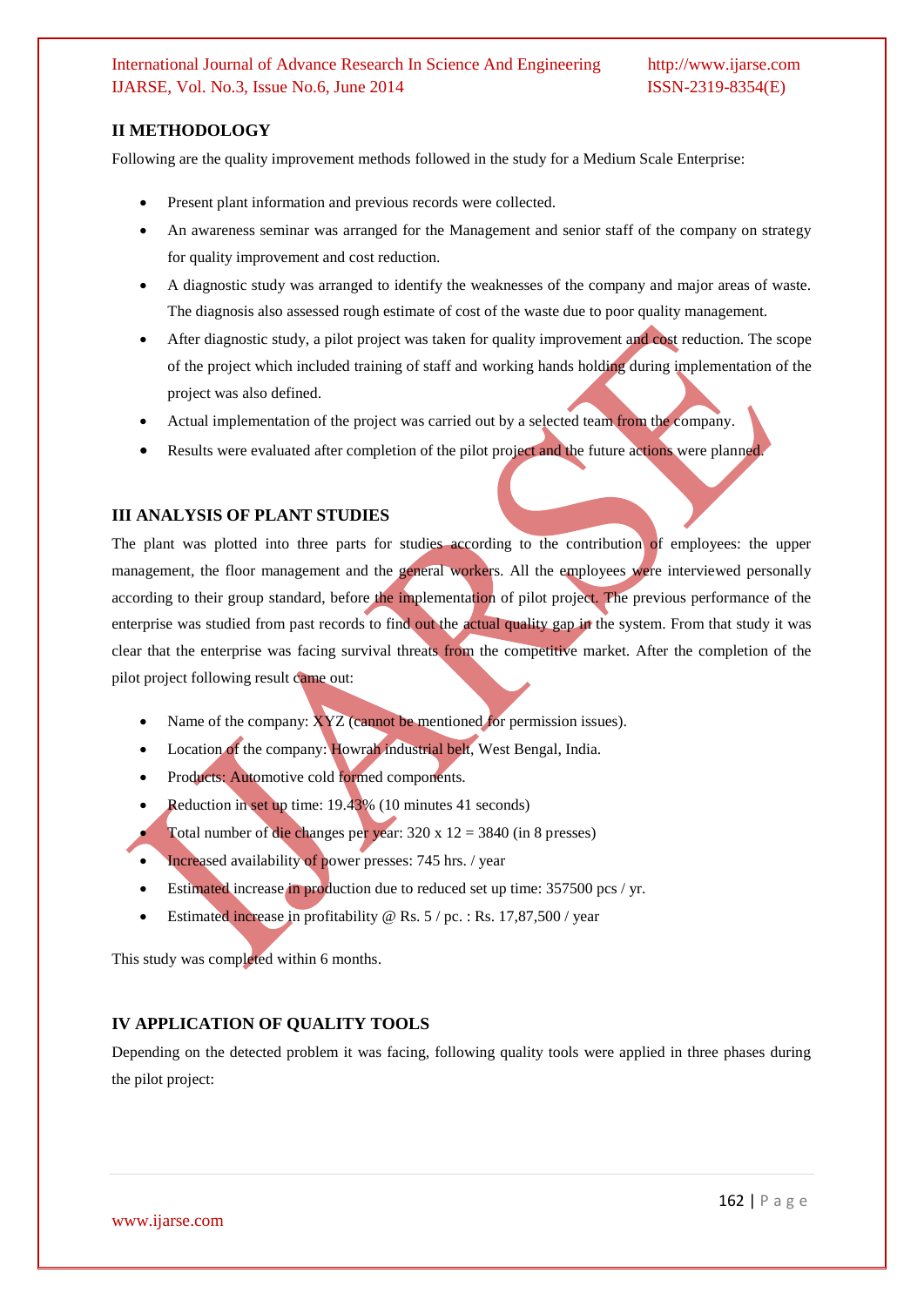## II METHODOLOGY

Following are the quality improvement methods followed in the study for a Medium Scale Enterprise:

- Present plant information and previous records were collected.
- An awareness seminar was arranged for the Management and senior staff of the company on strategy for quality improvement and cost reduction.
- A diagnostic study was arranged to identify the weaknesses of the company and major areas of waste. The diagnosis also assessed rough estimate of cost of the waste due to poor quality management.
- After diagnostic study, a pilot project was taken for quality improvement and cost reduction. The scope of the project which included training of staff and working hands holding during implementation of the project was also defined.
- Actual implementation of the project was carried out by a selected team from the company.
- Results were evaluated after completion of the pilot project and the future actions were planned.

## III ANALYSIS OF PLANT STUDIES

The plant was plotted into three parts for studies according to the contribution of employees: the upper management, the floor management and the general workers. All the employees were interviewed personally according to their group standard, before the implementation of pilot project. The previous performance of the enterprise was studied from past records to find out the actual quality gap in the system. From that study it was clear that the enterprise was facing survival threats from the competitive market. After the completion of the pilot project following result came out:

- Name of the company: XYZ (cannot be mentioned for permission issues).
- Location of the company: Howrah industrial belt, West Bengal, India.
- Products: Automotive cold formed components.
- Reduction in set up time: 19.43% (10 minutes 41 seconds)
- Total number of die changes per year: 320 x 12 = 3840 (in 8 presses)
- Increased availability of power presses: 745 hrs. / year
- Estimated increase in production due to reduced set up time: 357500 pcs / yr.
- Estimated increase in profitability @ Rs. 5 / pc. : Rs. 17,87,500 / year

This study was completed within 6 months.

## IV APPLICATION OF QUALITY TOOLS

Depending on the detected problem it was facing, following quality tools were applied in three phases during the pilot project: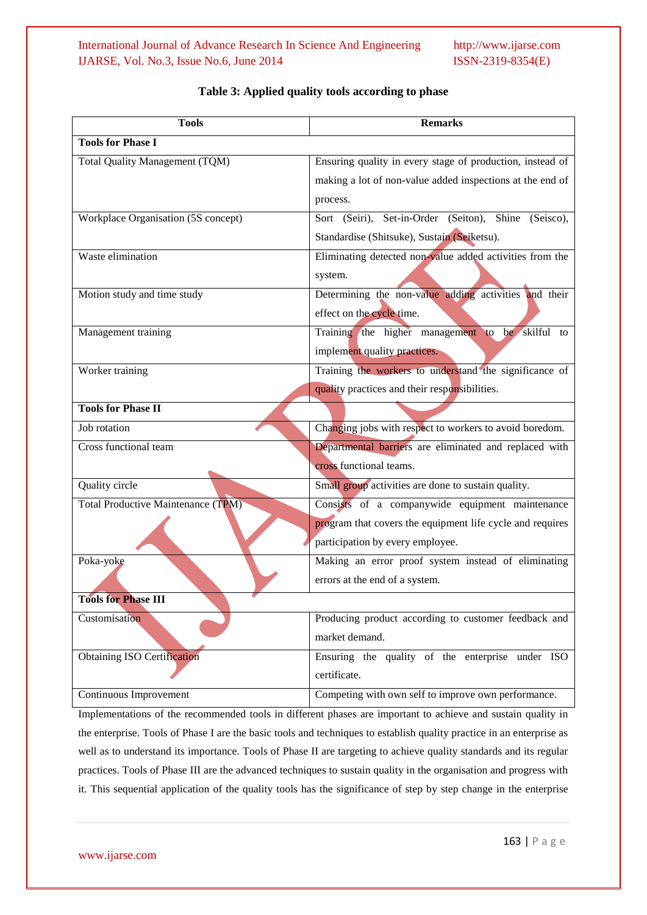**Table 3: Applied quality tools according to phase**

| Tools | Remarks |
|---|---|
| **Tools for Phase I** | |
| Total Quality Management (TQM) | Ensuring quality in every stage of production, instead of making a lot of non-value added inspections at the end of process. |
| Workplace Organisation (5S concept) | Sort (Seiri), Set-in-Order (Seiton), Shine (Seisco), Standardise (Shitsuke), Sustain (Seiketsu). |
| Waste elimination | Eliminating detected non-value added activities from the system. |
| Motion study and time study | Determining the non-value adding activities and their effect on the cycle time. |
| Management training | Training the higher management to be skilful to implement quality practices. |
| Worker training | Training the workers to understand the significance of quality practices and their responsibilities. |
| **Tools for Phase II** | |
| Job rotation | Changing jobs with respect to workers to avoid boredom. |
| Cross functional team | Departmental barriers are eliminated and replaced with cross functional teams. |
| Quality circle | Small group activities are done to sustain quality. |
| Total Productive Maintenance (TPM) | Consists of a companywide equipment maintenance program that covers the equipment life cycle and requires participation by every employee. |
| Poka-yoke | Making an error proof system instead of eliminating errors at the end of a system. |
| **Tools for Phase III** | |
| Customisation | Producing product according to customer feedback and market demand. |
| Obtaining ISO Certification | Ensuring the quality of the enterprise under ISO certificate. |
| Continuous Improvement | Competing with own self to improve own performance. |

Implementations of the recommended tools in different phases are important to achieve and sustain quality in the enterprise. Tools of Phase I are the basic tools and techniques to establish quality practice in an enterprise as well as to understand its importance. Tools of Phase II are targeting to achieve quality standards and its regular practices. Tools of Phase III are the advanced techniques to sustain quality in the organisation and progress with it. This sequential application of the quality tools has the significance of step by step change in the enterprise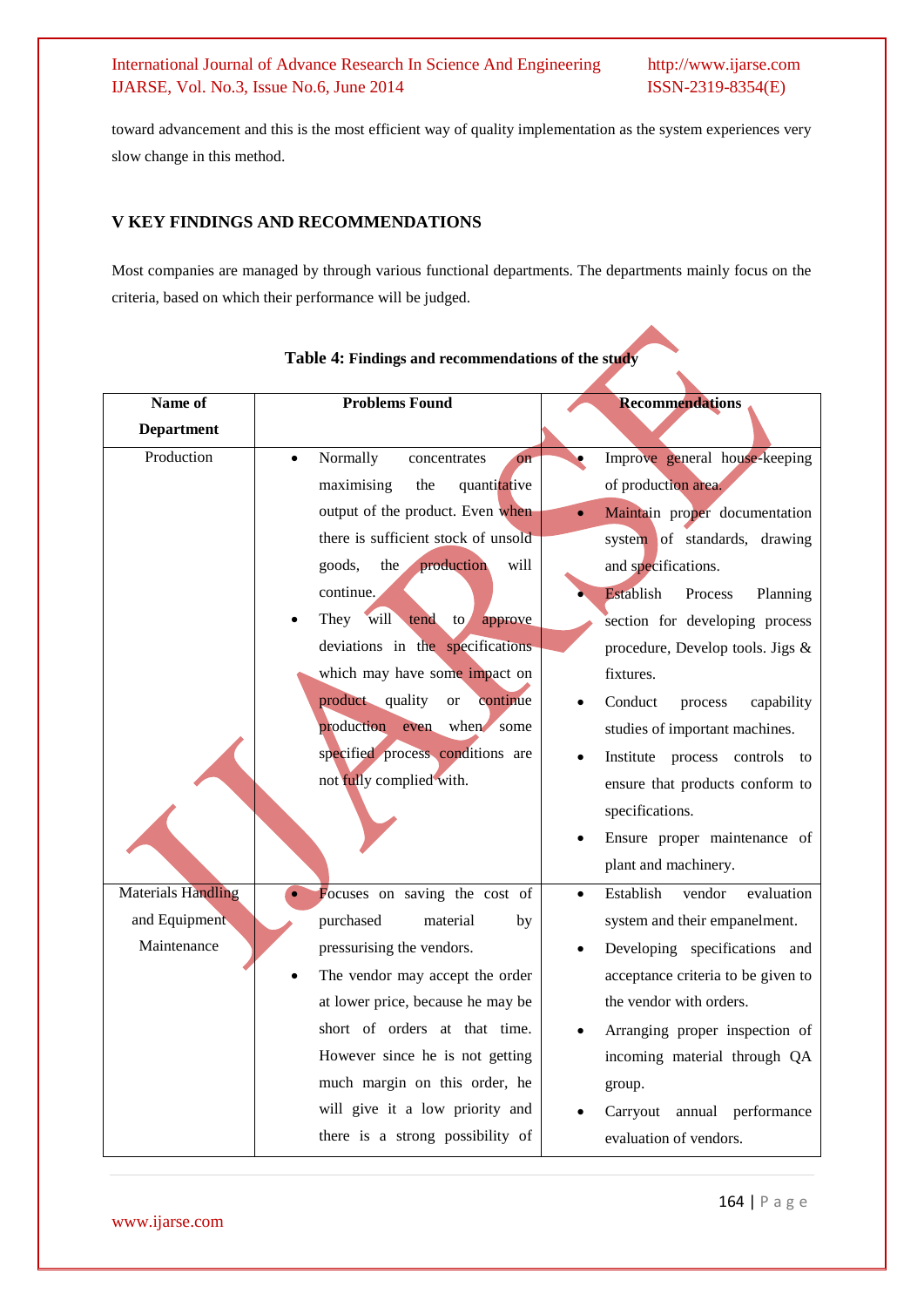toward advancement and this is the most efficient way of quality implementation as the system experiences very slow change in this method.

## V KEY FINDINGS AND RECOMMENDATIONS

Most companies are managed by through various functional departments. The departments mainly focus on the criteria, based on which their performance will be judged.

**Table 4: Findings and recommendations of the study**

| Name of Department | Problems Found | Recommendations |
|---|---|---|
| Production | • Normally concentrates on maximising the quantitative output of the product. Even when there is sufficient stock of unsold goods, the production will continue.<br>• They will tend to approve deviations in the specifications which may have some impact on product quality or continue production even when some specified process conditions are not fully complied with. | • Improve general house-keeping of production area.<br>• Maintain proper documentation system of standards, drawing and specifications.<br>• Establish Process Planning section for developing process procedure, Develop tools. Jigs & fixtures.<br>• Conduct process capability studies of important machines.<br>• Institute process controls to ensure that products conform to specifications.<br>• Ensure proper maintenance of plant and machinery. |
| Materials Handling and Equipment Maintenance | • Focuses on saving the cost of purchased material by pressurising the vendors.<br>• The vendor may accept the order at lower price, because he may be short of orders at that time. However since he is not getting much margin on this order, he will give it a low priority and there is a strong possibility of | • Establish vendor evaluation system and their empanelment.<br>• Developing specifications and acceptance criteria to be given to the vendor with orders.<br>• Arranging proper inspection of incoming material through QA group.<br>• Carryout annual performance evaluation of vendors. |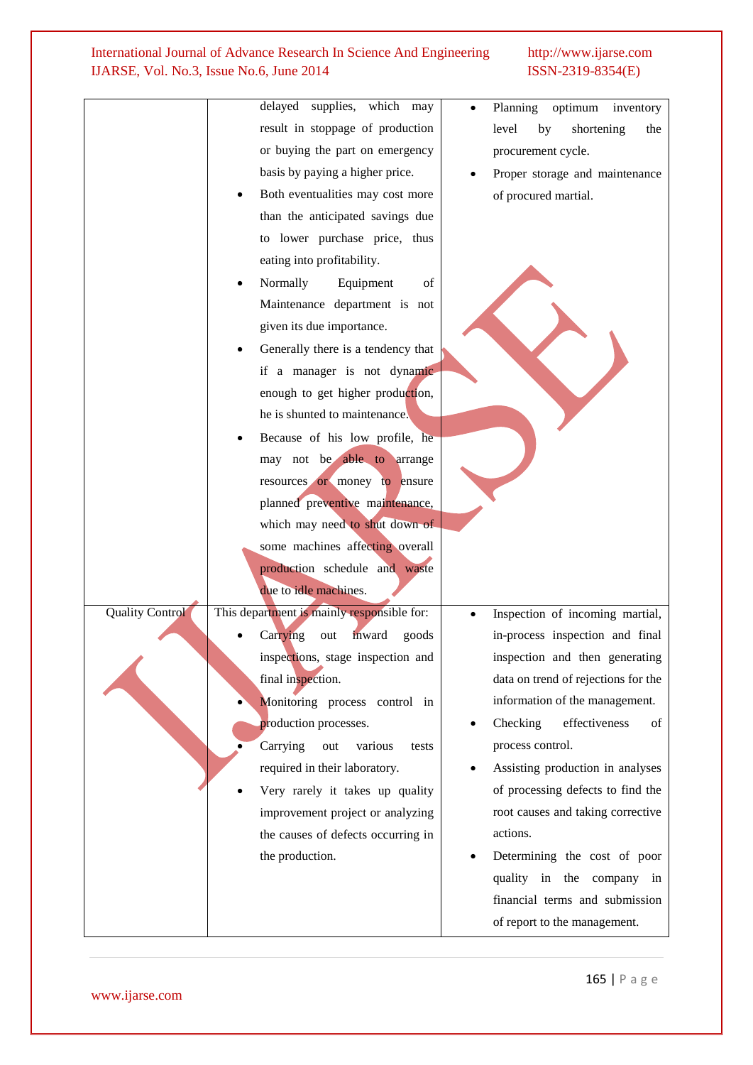|  |  |  |
| --- | --- | --- |
|  | delayed supplies, which may result in stoppage of production or buying the part on emergency basis by paying a higher price.<br>• Both eventualities may cost more than the anticipated savings due to lower purchase price, thus eating into profitability.<br>• Normally Equipment of Maintenance department is not given its due importance.<br>• Generally there is a tendency that if a manager is not dynamic enough to get higher production, he is shunted to maintenance.<br>• Because of his low profile, he may not be able to arrange resources or money to ensure planned preventive maintenance, which may need to shut down of some machines affecting overall production schedule and waste due to idle machines. | • Planning optimum inventory level by shortening the procurement cycle.<br>• Proper storage and maintenance of procured martial. |
| Quality Control | This department is mainly responsible for:<br>• Carrying out inward goods inspections, stage inspection and final inspection.<br>• Monitoring process control in production processes.<br>• Carrying out various tests required in their laboratory.<br>• Very rarely it takes up quality improvement project or analyzing the causes of defects occurring in the production. | • Inspection of incoming martial, in-process inspection and final inspection and then generating data on trend of rejections for the information of the management.<br>• Checking effectiveness of process control.<br>• Assisting production in analyses of processing defects to find the root causes and taking corrective actions.<br>• Determining the cost of poor quality in the company in financial terms and submission of report to the management. |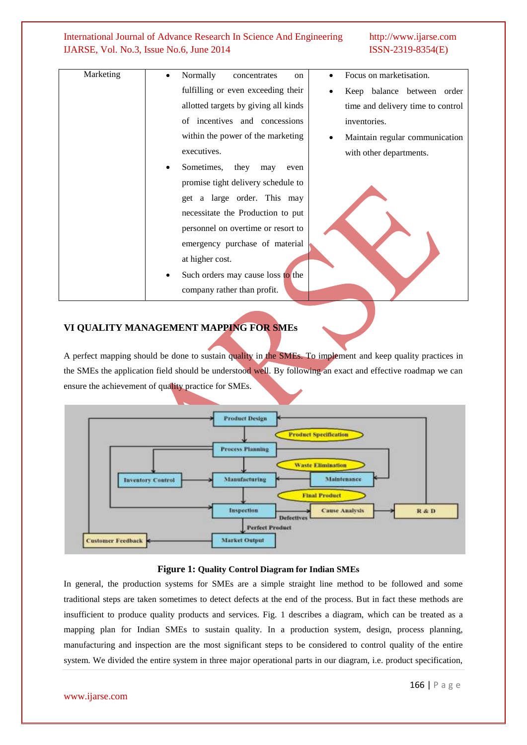| Marketing | • Normally concentrates on fulfilling or even exceeding their allotted targets by giving all kinds of incentives and concessions within the power of the marketing executives. • Sometimes, they may even promise tight delivery schedule to get a large order. This may necessitate the Production to put personnel on overtime or resort to emergency purchase of material at higher cost. • Such orders may cause loss to the company rather than profit. | • Focus on marketisation. • Keep balance between order time and delivery time to control inventories. • Maintain regular communication with other departments. |
|---|---|---|

## VI QUALITY MANAGEMENT MAPPING FOR SMEs

A perfect mapping should be done to sustain quality in the SMEs. To implement and keep quality practices in the SMEs the application field should be understood well. By following an exact and effective roadmap we can ensure the achievement of quality practice for SMEs.

**Figure 1: Quality Control Diagram for Indian SMEs**

In general, the production systems for SMEs are a simple straight line method to be followed and some traditional steps are taken sometimes to detect defects at the end of the process. But in fact these methods are insufficient to produce quality products and services. Fig. 1 describes a diagram, which can be treated as a mapping plan for Indian SMEs to sustain quality. In a production system, design, process planning, manufacturing and inspection are the most significant steps to be considered to control quality of the entire system. We divided the entire system in three major operational parts in our diagram, i.e. product specification,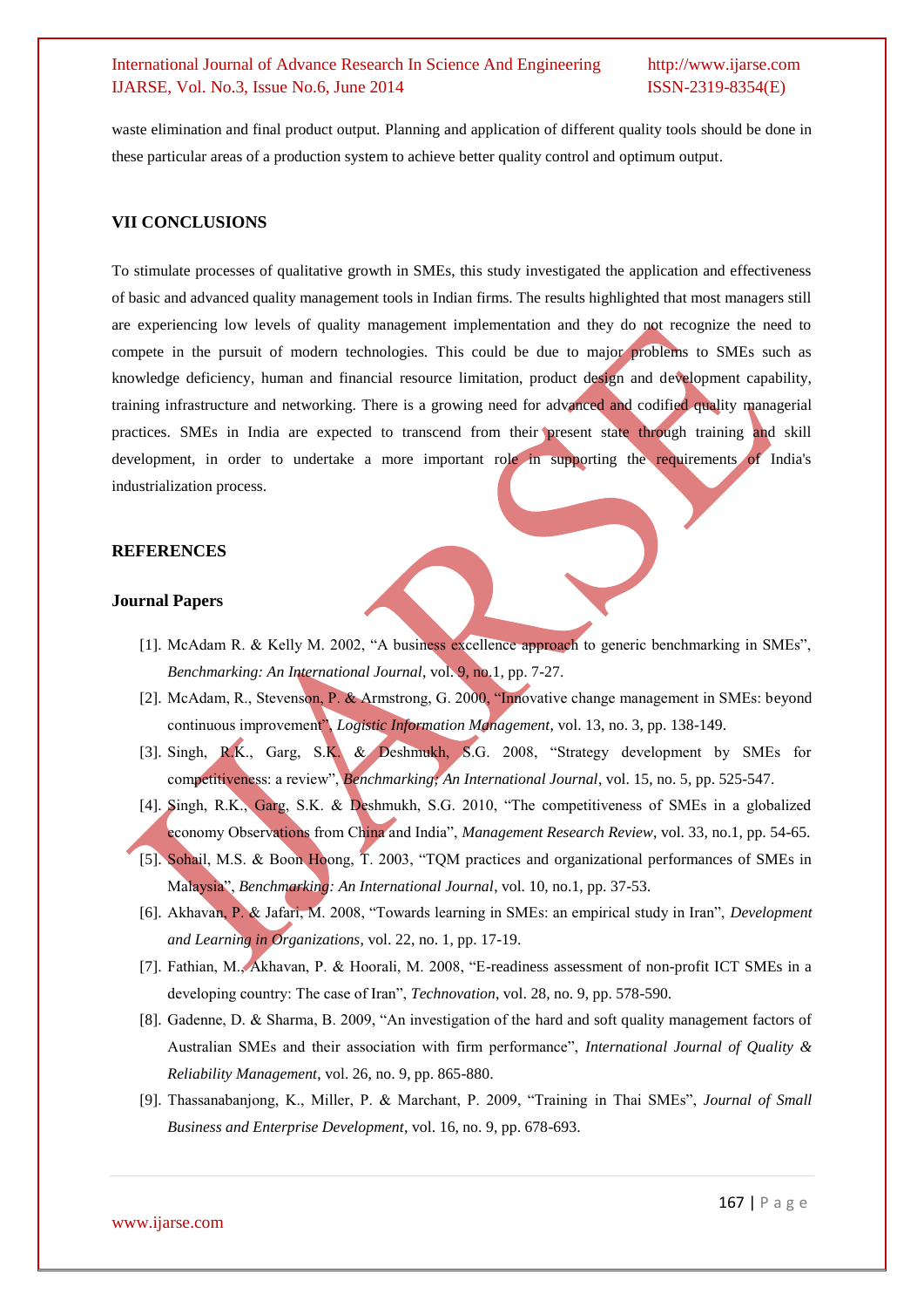waste elimination and final product output. Planning and application of different quality tools should be done in these particular areas of a production system to achieve better quality control and optimum output.

## VII CONCLUSIONS

To stimulate processes of qualitative growth in SMEs, this study investigated the application and effectiveness of basic and advanced quality management tools in Indian firms. The results highlighted that most managers still are experiencing low levels of quality management implementation and they do not recognize the need to compete in the pursuit of modern technologies. This could be due to major problems to SMEs such as knowledge deficiency, human and financial resource limitation, product design and development capability, training infrastructure and networking. There is a growing need for advanced and codified quality managerial practices. SMEs in India are expected to transcend from their present state through training and skill development, in order to undertake a more important role in supporting the requirements of India's industrialization process.

## REFERENCES

### Journal Papers

[1]. McAdam R. & Kelly M. 2002, "A business excellence approach to generic benchmarking in SMEs", *Benchmarking: An International Journal*, vol. 9, no.1, pp. 7-27.

[2]. McAdam, R., Stevenson, P. & Armstrong, G. 2000, "Innovative change management in SMEs: beyond continuous improvement", *Logistic Information Management*, vol. 13, no. 3, pp. 138-149.

[3]. Singh, R.K., Garg, S.K. & Deshmukh, S.G. 2008, "Strategy development by SMEs for competitiveness: a review", *Benchmarking: An International Journal*, vol. 15, no. 5, pp. 525-547.

[4]. Singh, R.K., Garg, S.K. & Deshmukh, S.G. 2010, "The competitiveness of SMEs in a globalized economy Observations from China and India", *Management Research Review*, vol. 33, no.1, pp. 54-65.

[5]. Sohail, M.S. & Boon Hoong, T. 2003, "TQM practices and organizational performances of SMEs in Malaysia", *Benchmarking: An International Journal*, vol. 10, no.1, pp. 37-53.

[6]. Akhavan, P. & Jafari, M. 2008, "Towards learning in SMEs: an empirical study in Iran", *Development and Learning in Organizations*, vol. 22, no. 1, pp. 17-19.

[7]. Fathian, M., Akhavan, P. & Hoorali, M. 2008, "E-readiness assessment of non-profit ICT SMEs in a developing country: The case of Iran", *Technovation*, vol. 28, no. 9, pp. 578-590.

[8]. Gadenne, D. & Sharma, B. 2009, "An investigation of the hard and soft quality management factors of Australian SMEs and their association with firm performance", *International Journal of Quality & Reliability Management*, vol. 26, no. 9, pp. 865-880.

[9]. Thassanabanjong, K., Miller, P. & Marchant, P. 2009, "Training in Thai SMEs", *Journal of Small Business and Enterprise Development*, vol. 16, no. 9, pp. 678-693.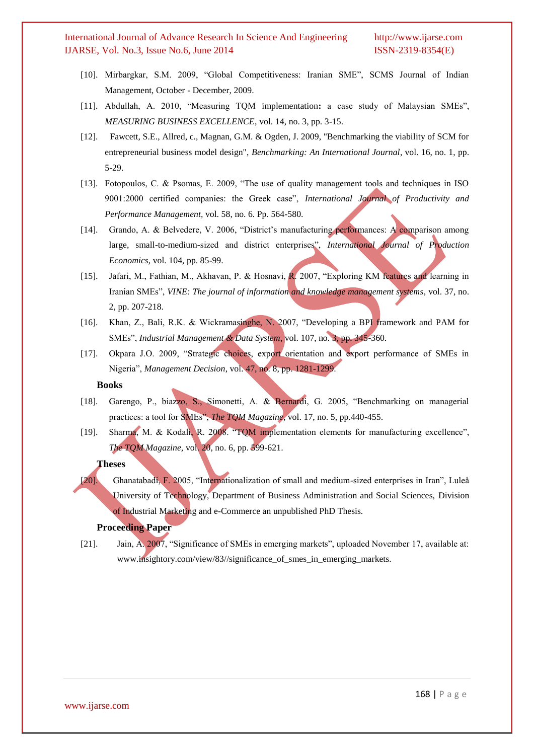[10]. Mirbargkar, S.M. 2009, "Global Competitiveness: Iranian SME", SCMS Journal of Indian Management, October - December, 2009.

[11]. Abdullah, A. 2010, "Measuring TQM implementation**:** a case study of Malaysian SMEs", *MEASURING BUSINESS EXCELLENCE*, vol. 14, no. 3, pp. 3-15.

[12]. Fawcett, S.E., Allred, c., Magnan, G.M. & Ogden, J. 2009, "Benchmarking the viability of SCM for entrepreneurial business model design", *Benchmarking: An International Journal*, vol. 16, no. 1, pp. 5-29.

[13]. Fotopoulos, C. & Psomas, E. 2009, "The use of quality management tools and techniques in ISO 9001:2000 certified companies: the Greek case", *International Journal of Productivity and Performance Management*, vol. 58, no. 6. Pp. 564-580.

[14]. Grando, A. & Belvedere, V. 2006, "District's manufacturing performances: A comparison among large, small-to-medium-sized and district enterprises", *International Journal of Production Economics*, vol. 104, pp. 85-99.

[15]. Jafari, M., Fathian, M., Akhavan, P. & Hosnavi, R. 2007, "Exploring KM features and learning in Iranian SMEs", *VINE: The journal of information and knowledge management systems*, vol. 37, no. 2, pp. 207-218.

[16]. Khan, Z., Bali, R.K. & Wickramasinghe, N. 2007, "Developing a BPI framework and PAM for SMEs", *Industrial Management & Data System*, vol. 107, no. 3, pp. 345-360.

[17]. Okpara J.O. 2009, "Strategic choices, export orientation and export performance of SMEs in Nigeria", *Management Decision*, vol. 47, no. 8, pp. 1281-1299.

**Books**

[18]. Garengo, P., biazzo, S., Simonetti, A. & Bernardi, G. 2005, "Benchmarking on managerial practices: a tool for SMEs", *The TQM Magazine*, vol. 17, no. 5, pp.440-455.

[19]. Sharma, M. & Kodali, R. 2008. "TQM implementation elements for manufacturing excellence", *The TQM Magazine*, vol. 20, no. 6, pp. 599-621.

**Theses**

[20]. Ghanatabadi, F. 2005, "Internationalization of small and medium-sized enterprises in Iran", Luleå University of Technology, Department of Business Administration and Social Sciences, Division of Industrial Marketing and e-Commerce an unpublished PhD Thesis.

**Proceeding Paper**

[21]. Jain, A. 2007, "Significance of SMEs in emerging markets", uploaded November 17, available at: www.insightory.com/view/83//significance_of_smes_in_emerging_markets.